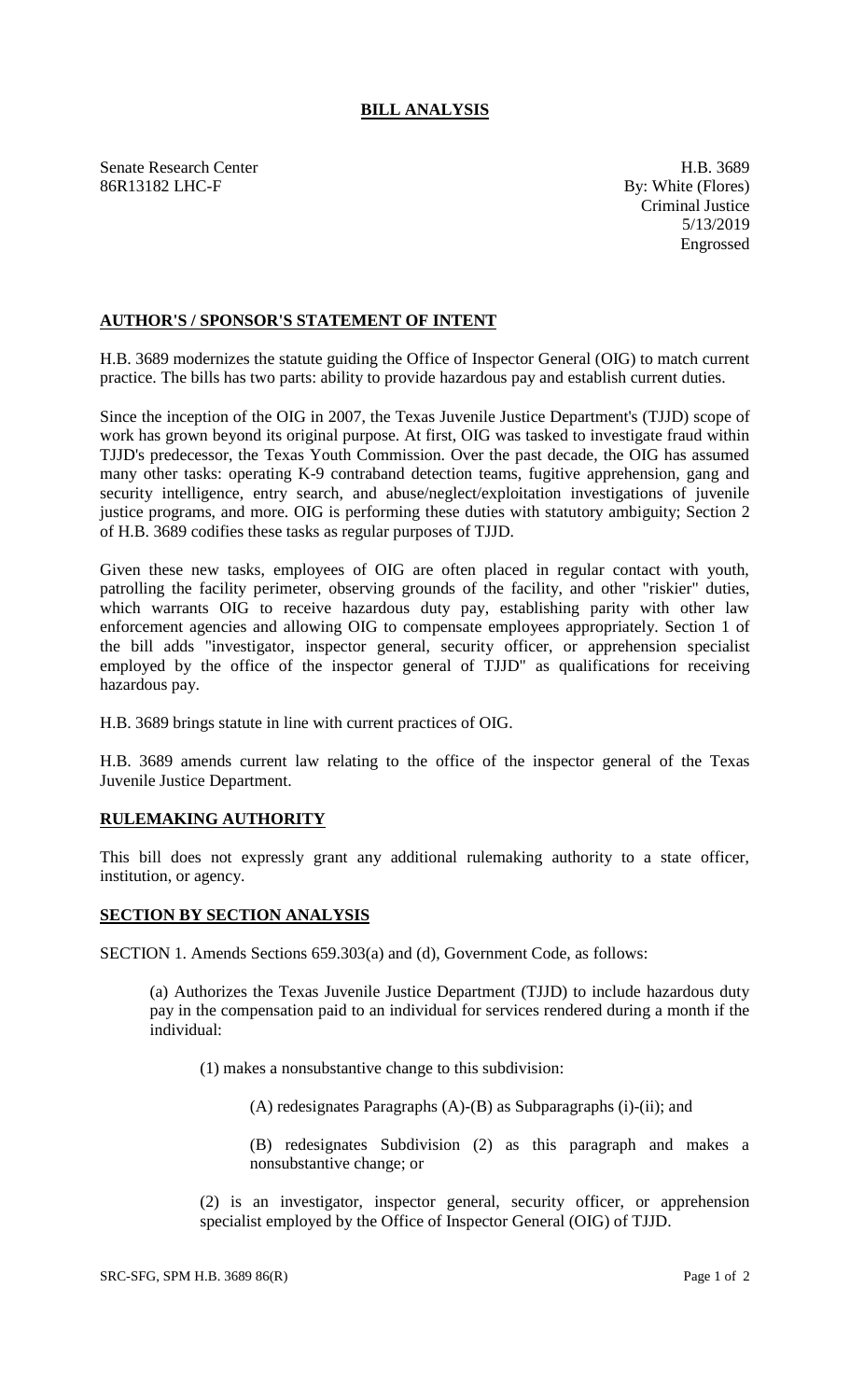# BILL ANALYSIS

Senate Research Center
86R13182 LHC-F

H.B. 3689
By: White (Flores)
Criminal Justice
5/13/2019
Engrossed

## AUTHOR'S / SPONSOR'S STATEMENT OF INTENT

H.B. 3689 modernizes the statute guiding the Office of Inspector General (OIG) to match current practice. The bills has two parts: ability to provide hazardous pay and establish current duties.

Since the inception of the OIG in 2007, the Texas Juvenile Justice Department's (TJJD) scope of work has grown beyond its original purpose. At first, OIG was tasked to investigate fraud within TJJD's predecessor, the Texas Youth Commission. Over the past decade, the OIG has assumed many other tasks: operating K-9 contraband detection teams, fugitive apprehension, gang and security intelligence, entry search, and abuse/neglect/exploitation investigations of juvenile justice programs, and more. OIG is performing these duties with statutory ambiguity; Section 2 of H.B. 3689 codifies these tasks as regular purposes of TJJD.

Given these new tasks, employees of OIG are often placed in regular contact with youth, patrolling the facility perimeter, observing grounds of the facility, and other "riskier" duties, which warrants OIG to receive hazardous duty pay, establishing parity with other law enforcement agencies and allowing OIG to compensate employees appropriately. Section 1 of the bill adds "investigator, inspector general, security officer, or apprehension specialist employed by the office of the inspector general of TJJD" as qualifications for receiving hazardous pay.

H.B. 3689 brings statute in line with current practices of OIG.

H.B. 3689 amends current law relating to the office of the inspector general of the Texas Juvenile Justice Department.

## RULEMAKING AUTHORITY

This bill does not expressly grant any additional rulemaking authority to a state officer, institution, or agency.

## SECTION BY SECTION ANALYSIS

SECTION 1. Amends Sections 659.303(a) and (d), Government Code, as follows:

> (a) Authorizes the Texas Juvenile Justice Department (TJJD) to include hazardous duty pay in the compensation paid to an individual for services rendered during a month if the individual:
>
> > (1) makes a nonsubstantive change to this subdivision:
> >
> > > (A) redesignates Paragraphs (A)-(B) as Subparagraphs (i)-(ii); and
> > >
> > > (B) redesignates Subdivision (2) as this paragraph and makes a nonsubstantive change; or
> >
> > (2) is an investigator, inspector general, security officer, or apprehension specialist employed by the Office of Inspector General (OIG) of TJJD.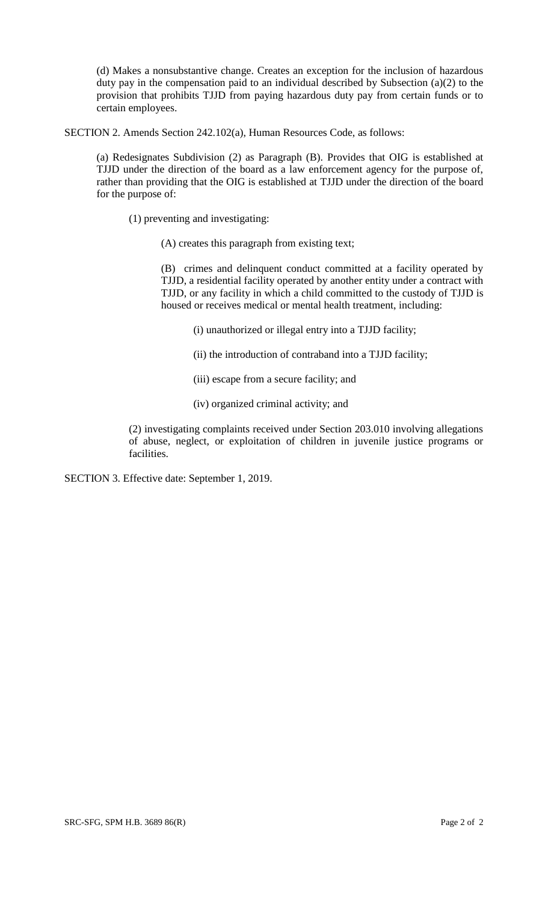(d) Makes a nonsubstantive change. Creates an exception for the inclusion of hazardous duty pay in the compensation paid to an individual described by Subsection (a)(2) to the provision that prohibits TJJD from paying hazardous duty pay from certain funds or to certain employees.

SECTION 2. Amends Section 242.102(a), Human Resources Code, as follows:

(a) Redesignates Subdivision (2) as Paragraph (B). Provides that OIG is established at TJJD under the direction of the board as a law enforcement agency for the purpose of, rather than providing that the OIG is established at TJJD under the direction of the board for the purpose of:

(1) preventing and investigating:

(A) creates this paragraph from existing text;

(B) crimes and delinquent conduct committed at a facility operated by TJJD, a residential facility operated by another entity under a contract with TJJD, or any facility in which a child committed to the custody of TJJD is housed or receives medical or mental health treatment, including:

(i) unauthorized or illegal entry into a TJJD facility;

(ii) the introduction of contraband into a TJJD facility;

(iii) escape from a secure facility; and

(iv) organized criminal activity; and

(2) investigating complaints received under Section 203.010 involving allegations of abuse, neglect, or exploitation of children in juvenile justice programs or facilities.

SECTION 3. Effective date: September 1, 2019.